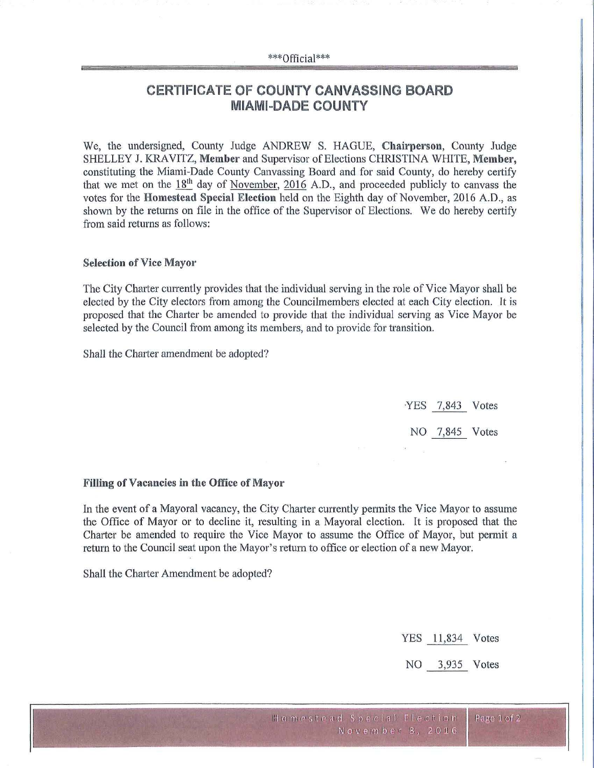\*\*\*Official\*\*\*

# CERTIFICATE OF COUNTY CANVASSING BOARD MIAMI-DADE COUNTY

We, the undersigned, County Judge ANDREW S. HAGUE, **Chairperson**, County Judge SHELLEY J. KRAVITZ, **Member** and Supervisor of Elections CHRISTINA WHITE, **Member,** constituting the Miami-Dade County Canvassing Board and for said County, do hereby certify that we met on the 18th day of November, 2016 A.D., and proceeded publicly to canvass the votes for the **Homestead Special Election** held on the Eighth day of November, 2016 A.D., as shown by the returns on file in the office of the Supervisor of Elections. We do hereby certify from said returns as follows:

### Selection of Vice Mayor

The City Charter currently provides that the individual serving in the role of Vice Mayor shall be elected by the City electors from among the Councilmembers elected at each City election. It is proposed that the Charter be amended to provide that the individual serving as Vice Mayor be selected by the Council from among its members, and to provide for transition.

Shall the Charter amendment be adopted?

YES 7,843 Votes

NO 7,845 Votes

### Filling of Vacancies in the Office of Mayor

In the event of a Mayoral vacancy, the City Charter currently permits the Vice Mayor to assume the Office of Mayor or to decline it, resulting in a Mayoral election. It is proposed that the Charter be amended to require the Vice Mayor to assume the Office of Mayor, but permit a return to the Council seat upon the Mayor's return to office or election of a new Mayor.

Shall the Charter Amendment be adopted?

YES 11,834 Votes

NO 3,935 Votes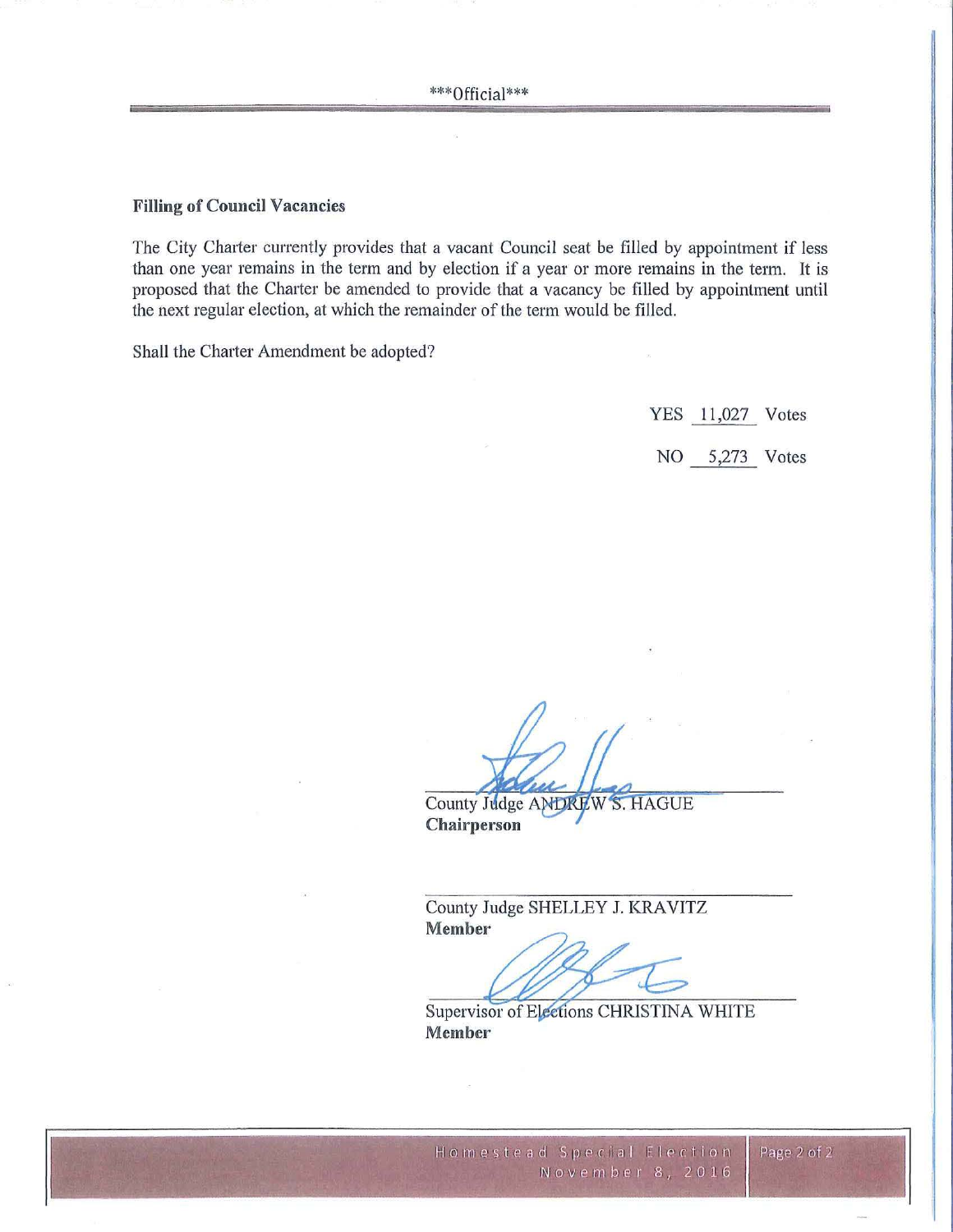\*\*\*Official\*\*\*

**Filling of Council Vacancies**

The City Charter currently provides that a vacant Council seat be filled by appointment if less than one year remains in the term and by election if a year or more remains in the term. It is proposed that the Charter be amended to provide that a vacancy be filled by appointment until the next regular election, at which the remainder of the term would be filled.

Shall the Charter Amendment be adopted?

YES 11,027 Votes

NO 5,273 Votes

County Judge ANDREW S. HAGUE
**Chairperson**

County Judge SHELLEY J. KRAVITZ
**Member**

Supervisor of Elections CHRISTINA WHITE
**Member**

Homestead Special Election
November 8, 2016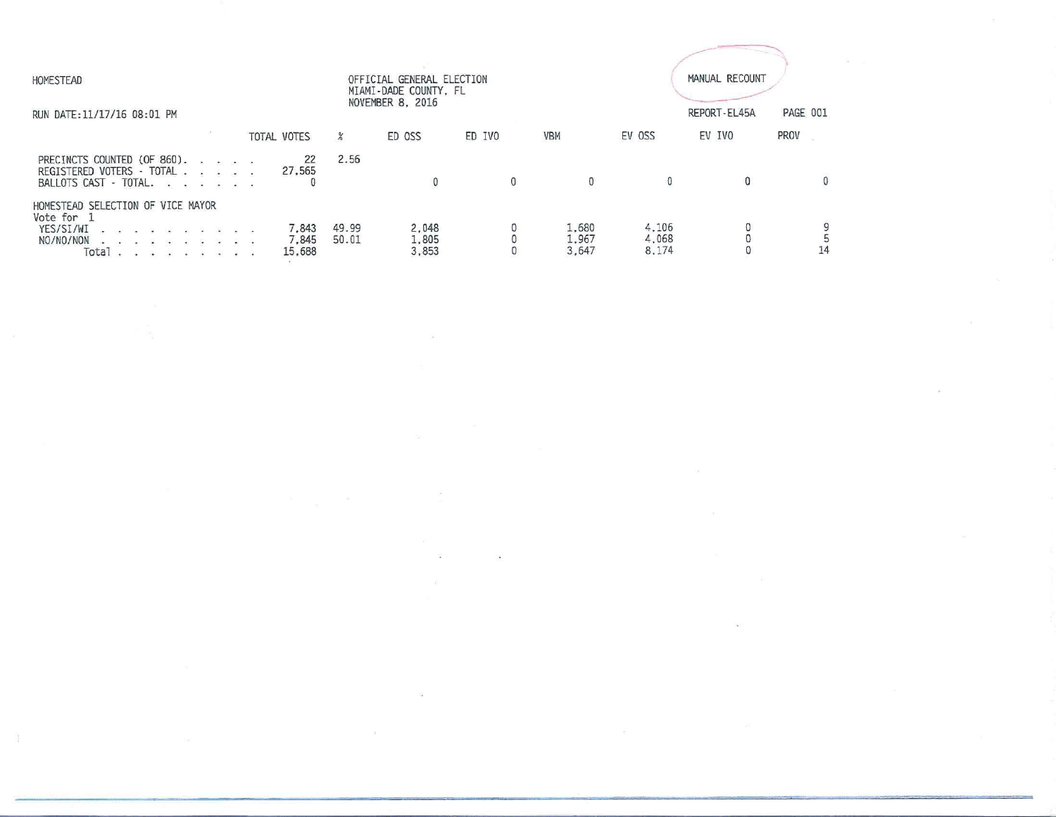HOMESTEAD

OFFICIAL GENERAL ELECTION
MIAMI-DADE COUNTY, FL
NOVEMBER 8, 2016

MANUAL RECOUNT

RUN DATE:11/17/16 08:01 PM

REPORT-EL45A PAGE 001

| | TOTAL VOTES | % | ED OSS | ED IVO | VBM | EV OSS | EV IVO | PROV |
|---|---|---|---|---|---|---|---|---|
| PRECINCTS COUNTED (OF 860) | 22 | 2.56 | | | | | | |
| REGISTERED VOTERS - TOTAL | 27,565 | | | | | | | |
| BALLOTS CAST - TOTAL | 0 | | 0 | 0 | 0 | 0 | 0 | 0 |

HOMESTEAD SELECTION OF VICE MAYOR
Vote for 1

| | TOTAL VOTES | % | ED OSS | ED IVO | VBM | EV OSS | EV IVO | PROV |
|---|---|---|---|---|---|---|---|---|
| YES/SI/WI | 7,843 | 49.99 | 2,048 | 0 | 1,680 | 4,106 | 0 | 9 |
| NO/NO/NON | 7,845 | 50.01 | 1,805 | 0 | 1,967 | 4,068 | 0 | 5 |
| Total | 15,688 | | 3,853 | 0 | 3,647 | 8,174 | 0 | 14 |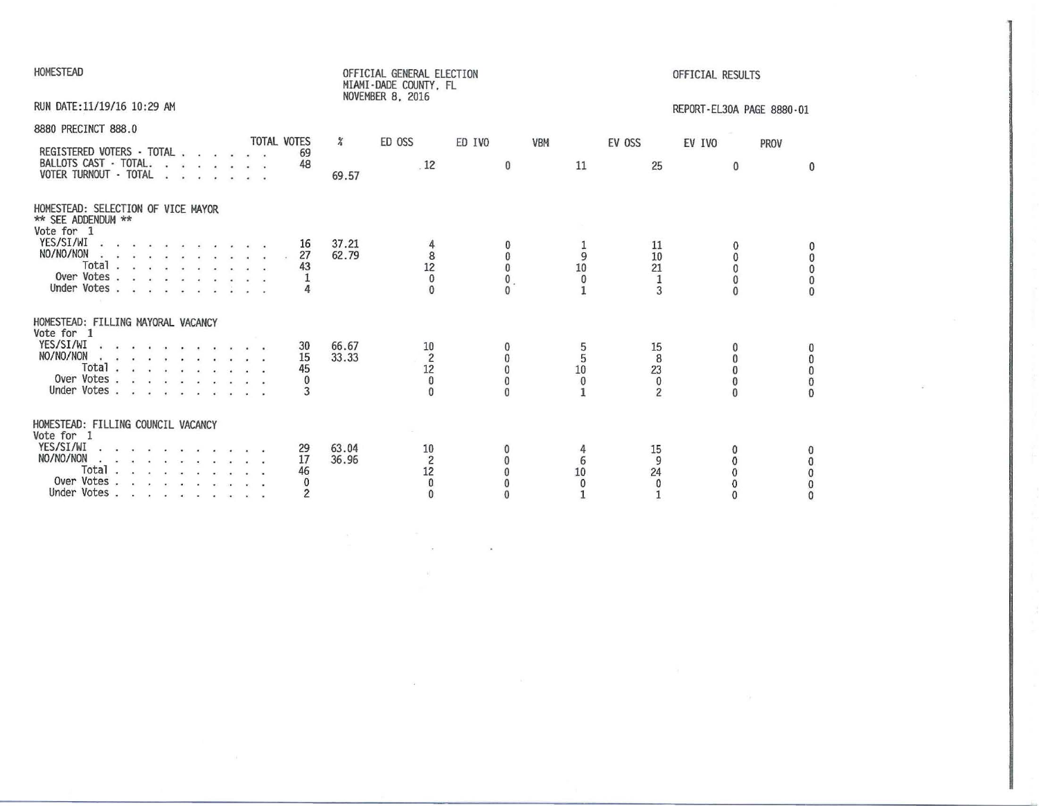HOMESTEAD

OFFICIAL GENERAL ELECTION
MIAMI-DADE COUNTY, FL
NOVEMBER 8, 2016

OFFICIAL RESULTS

RUN DATE:11/19/16 10:29 AM

REPORT-EL30A PAGE 8880-01

8880 PRECINCT 888.0

| | TOTAL VOTES | % | ED OSS | ED IVO | VBM | EV OSS | EV IVO | PROV |
|---|---|---|---|---|---|---|---|---|
| REGISTERED VOTERS - TOTAL | 69 | | | | | | | |
| BALLOTS CAST - TOTAL. | 48 | | 12 | 0 | 11 | 25 | 0 | 0 |
| VOTER TURNOUT - TOTAL | | 69.57 | | | | | | |

HOMESTEAD: SELECTION OF VICE MAYOR
** SEE ADDENDUM **
Vote for 1

| | TOTAL VOTES | % | ED OSS | ED IVO | VBM | EV OSS | EV IVO | PROV |
|---|---|---|---|---|---|---|---|---|
| YES/SI/WI | 16 | 37.21 | 4 | 0 | 1 | 11 | 0 | 0 |
| NO/NO/NON | 27 | 62.79 | 8 | 0 | 9 | 10 | 0 | 0 |
| Total | 43 | | 12 | 0 | 10 | 21 | 0 | 0 |
| Over Votes | 1 | | 0 | 0 | 0 | 1 | 0 | 0 |
| Under Votes | 4 | | 0 | 0 | 1 | 3 | 0 | 0 |

HOMESTEAD: FILLING MAYORAL VACANCY
Vote for 1

| | TOTAL VOTES | % | ED OSS | ED IVO | VBM | EV OSS | EV IVO | PROV |
|---|---|---|---|---|---|---|---|---|
| YES/SI/WI | 30 | 66.67 | 10 | 0 | 5 | 15 | 0 | 0 |
| NO/NO/NON | 15 | 33.33 | 2 | 0 | 5 | 8 | 0 | 0 |
| Total | 45 | | 12 | 0 | 10 | 23 | 0 | 0 |
| Over Votes | 0 | | 0 | 0 | 0 | 0 | 0 | 0 |
| Under Votes | 3 | | 0 | 0 | 1 | 2 | 0 | 0 |

HOMESTEAD: FILLING COUNCIL VACANCY
Vote for 1

| | TOTAL VOTES | % | ED OSS | ED IVO | VBM | EV OSS | EV IVO | PROV |
|---|---|---|---|---|---|---|---|---|
| YES/SI/WI | 29 | 63.04 | 10 | 0 | 4 | 15 | 0 | 0 |
| NO/NO/NON | 17 | 36.96 | 2 | 0 | 6 | 9 | 0 | 0 |
| Total | 46 | | 12 | 0 | 10 | 24 | 0 | 0 |
| Over Votes | 0 | | 0 | 0 | 0 | 0 | 0 | 0 |
| Under Votes | 2 | | 0 | 0 | 1 | 1 | 0 | 0 |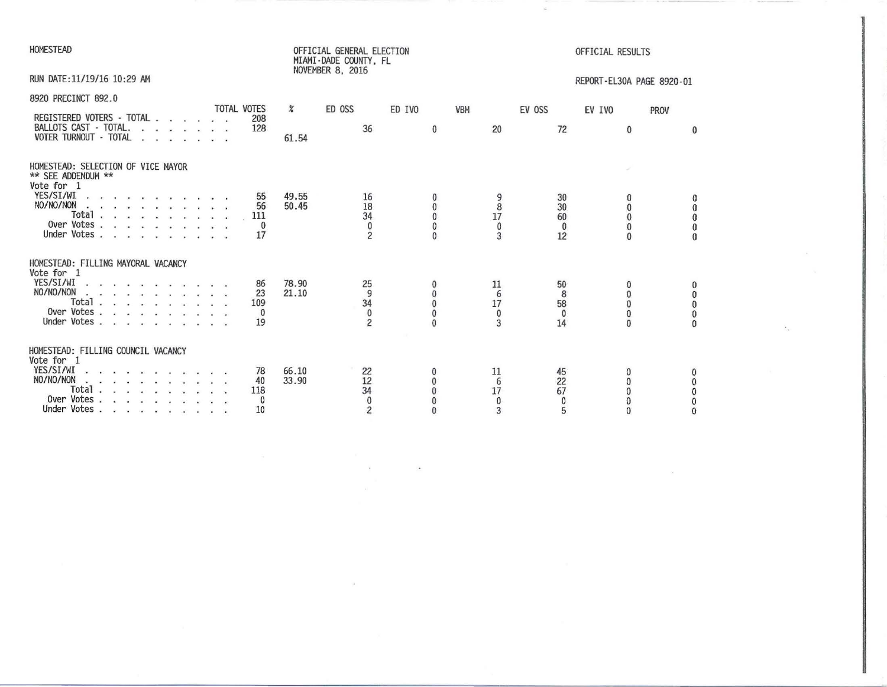HOMESTEAD

OFFICIAL GENERAL ELECTION
MIAMI-DADE COUNTY, FL
NOVEMBER 8, 2016

OFFICIAL RESULTS

RUN DATE:11/19/16 10:29 AM

REPORT-EL30A PAGE 8920-01

8920 PRECINCT 892.0

| | TOTAL VOTES | % | ED OSS | ED IVO | VBM | EV OSS | EV IVO | PROV |
|---|---|---|---|---|---|---|---|---|
| REGISTERED VOTERS - TOTAL | 208 | | | | | | | |
| BALLOTS CAST - TOTAL. | 128 | | 36 | 0 | 20 | 72 | 0 | 0 |
| VOTER TURNOUT - TOTAL | | 61.54 | | | | | | |

HOMESTEAD: SELECTION OF VICE MAYOR
** SEE ADDENDUM **
Vote for 1

| | TOTAL VOTES | % | ED OSS | ED IVO | VBM | EV OSS | EV IVO | PROV |
|---|---|---|---|---|---|---|---|---|
| YES/SI/WI | 55 | 49.55 | 16 | 0 | 9 | 30 | 0 | 0 |
| NO/NO/NON | 56 | 50.45 | 18 | 0 | 8 | 30 | 0 | 0 |
| Total | 111 | | 34 | 0 | 17 | 60 | 0 | 0 |
| Over Votes | 0 | | 0 | 0 | 0 | 0 | 0 | 0 |
| Under Votes | 17 | | 2 | 0 | 3 | 12 | 0 | 0 |

HOMESTEAD: FILLING MAYORAL VACANCY
Vote for 1

| | TOTAL VOTES | % | ED OSS | ED IVO | VBM | EV OSS | EV IVO | PROV |
|---|---|---|---|---|---|---|---|---|
| YES/SI/WI | 86 | 78.90 | 25 | 0 | 11 | 50 | 0 | 0 |
| NO/NO/NON | 23 | 21.10 | 9 | 0 | 6 | 8 | 0 | 0 |
| Total | 109 | | 34 | 0 | 17 | 58 | 0 | 0 |
| Over Votes | 0 | | 0 | 0 | 0 | 0 | 0 | 0 |
| Under Votes | 19 | | 2 | 0 | 3 | 14 | 0 | 0 |

HOMESTEAD: FILLING COUNCIL VACANCY
Vote for 1

| | TOTAL VOTES | % | ED OSS | ED IVO | VBM | EV OSS | EV IVO | PROV |
|---|---|---|---|---|---|---|---|---|
| YES/SI/WI | 78 | 66.10 | 22 | 0 | 11 | 45 | 0 | 0 |
| NO/NO/NON | 40 | 33.90 | 12 | 0 | 6 | 22 | 0 | 0 |
| Total | 118 | | 34 | 0 | 17 | 67 | 0 | 0 |
| Over Votes | 0 | | 0 | 0 | 0 | 0 | 0 | 0 |
| Under Votes | 10 | | 2 | 0 | 3 | 5 | 0 | 0 |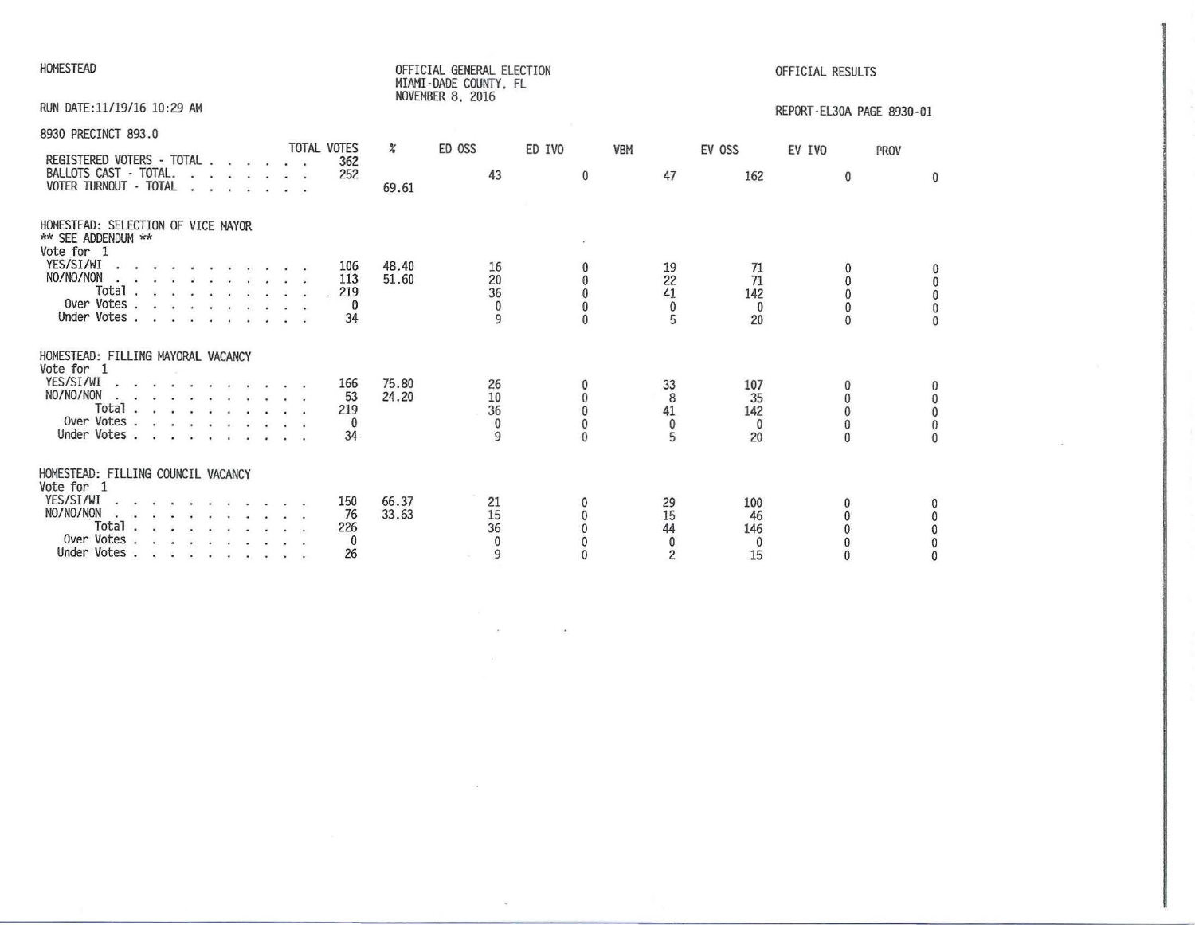HOMESTEAD

OFFICIAL GENERAL ELECTION
MIAMI-DADE COUNTY, FL
NOVEMBER 8, 2016

OFFICIAL RESULTS

RUN DATE:11/19/16 10:29 AM

REPORT-EL30A PAGE 8930-01

8930 PRECINCT 893.0

| | TOTAL VOTES | % | ED OSS | ED IVO | VBM | EV OSS | EV IVO | PROV |
|---|---|---|---|---|---|---|---|---|
| REGISTERED VOTERS - TOTAL | 362 | | | | | | | |
| BALLOTS CAST - TOTAL. | 252 | | 43 | 0 | 47 | 162 | 0 | 0 |
| VOTER TURNOUT - TOTAL | | 69.61 | | | | | | |

HOMESTEAD: SELECTION OF VICE MAYOR
** SEE ADDENDUM **
Vote for 1

| | TOTAL VOTES | % | ED OSS | ED IVO | VBM | EV OSS | EV IVO | PROV |
|---|---|---|---|---|---|---|---|---|
| YES/SI/WI | 106 | 48.40 | 16 | 0 | 19 | 71 | 0 | 0 |
| NO/NO/NON | 113 | 51.60 | 20 | 0 | 22 | 71 | 0 | 0 |
| Total | 219 | | 36 | 0 | 41 | 142 | 0 | 0 |
| Over Votes | 0 | | 0 | 0 | 0 | 0 | 0 | 0 |
| Under Votes | 34 | | 9 | 0 | 5 | 20 | 0 | 0 |

HOMESTEAD: FILLING MAYORAL VACANCY
Vote for 1

| | TOTAL VOTES | % | ED OSS | ED IVO | VBM | EV OSS | EV IVO | PROV |
|---|---|---|---|---|---|---|---|---|
| YES/SI/WI | 166 | 75.80 | 26 | 0 | 33 | 107 | 0 | 0 |
| NO/NO/NON | 53 | 24.20 | 10 | 0 | 8 | 35 | 0 | 0 |
| Total | 219 | | 36 | 0 | 41 | 142 | 0 | 0 |
| Over Votes | 0 | | 0 | 0 | 0 | 0 | 0 | 0 |
| Under Votes | 34 | | 9 | 0 | 5 | 20 | 0 | 0 |

HOMESTEAD: FILLING COUNCIL VACANCY
Vote for 1

| | TOTAL VOTES | % | ED OSS | ED IVO | VBM | EV OSS | EV IVO | PROV |
|---|---|---|---|---|---|---|---|---|
| YES/SI/WI | 150 | 66.37 | 21 | 0 | 29 | 100 | 0 | 0 |
| NO/NO/NON | 76 | 33.63 | 15 | 0 | 15 | 46 | 0 | 0 |
| Total | 226 | | 36 | 0 | 44 | 146 | 0 | 0 |
| Over Votes | 0 | | 0 | 0 | 0 | 0 | 0 | 0 |
| Under Votes | 26 | | 9 | 0 | 2 | 15 | 0 | 0 |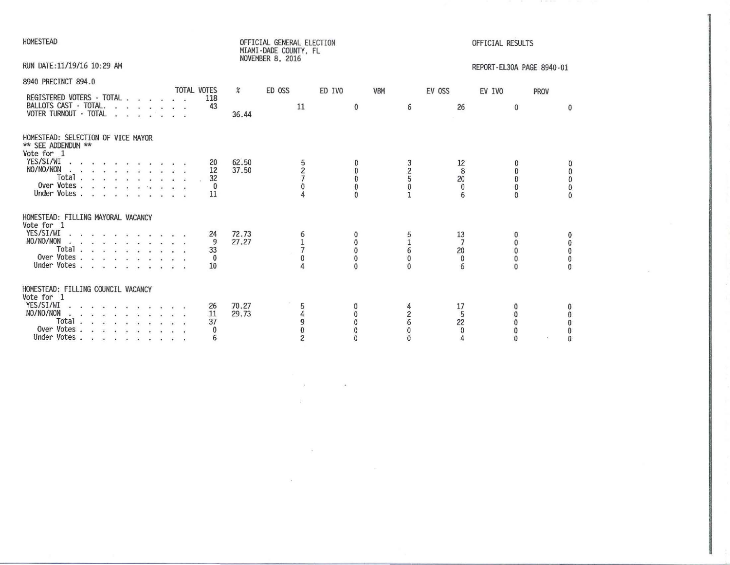HOMESTEAD

OFFICIAL GENERAL ELECTION
MIAMI-DADE COUNTY, FL
NOVEMBER 8, 2016

OFFICIAL RESULTS

RUN DATE:11/19/16 10:29 AM

REPORT-EL30A PAGE 8940-01

8940 PRECINCT 894.0

| | TOTAL VOTES | % | ED OSS | ED IVO | VBM | EV OSS | EV IVO | PROV |
|---|---|---|---|---|---|---|---|---|
| REGISTERED VOTERS - TOTAL | 118 | | | | | | | |
| BALLOTS CAST - TOTAL. | 43 | | 11 | 0 | 6 | 26 | 0 | 0 |
| VOTER TURNOUT - TOTAL | | 36.44 | | | | | | |

HOMESTEAD: SELECTION OF VICE MAYOR
** SEE ADDENDUM **
Vote for 1

| | TOTAL VOTES | % | ED OSS | ED IVO | VBM | EV OSS | EV IVO | PROV |
|---|---|---|---|---|---|---|---|---|
| YES/SI/WI | 20 | 62.50 | 5 | 0 | 3 | 12 | 0 | 0 |
| NO/NO/NON | 12 | 37.50 | 2 | 0 | 2 | 8 | 0 | 0 |
| Total | 32 | | 7 | 0 | 5 | 20 | 0 | 0 |
| Over Votes | 0 | | 0 | 0 | 0 | 0 | 0 | 0 |
| Under Votes | 11 | | 4 | 0 | 1 | 6 | 0 | 0 |

HOMESTEAD: FILLING MAYORAL VACANCY
Vote for 1

| | TOTAL VOTES | % | ED OSS | ED IVO | VBM | EV OSS | EV IVO | PROV |
|---|---|---|---|---|---|---|---|---|
| YES/SI/WI | 24 | 72.73 | 6 | 0 | 5 | 13 | 0 | 0 |
| NO/NO/NON | 9 | 27.27 | 1 | 0 | 1 | 7 | 0 | 0 |
| Total | 33 | | 7 | 0 | 6 | 20 | 0 | 0 |
| Over Votes | 0 | | 0 | 0 | 0 | 0 | 0 | 0 |
| Under Votes | 10 | | 4 | 0 | 0 | 6 | 0 | 0 |

HOMESTEAD: FILLING COUNCIL VACANCY
Vote for 1

| | TOTAL VOTES | % | ED OSS | ED IVO | VBM | EV OSS | EV IVO | PROV |
|---|---|---|---|---|---|---|---|---|
| YES/SI/WI | 26 | 70.27 | 5 | 0 | 4 | 17 | 0 | 0 |
| NO/NO/NON | 11 | 29.73 | 4 | 0 | 2 | 5 | 0 | 0 |
| Total | 37 | | 9 | 0 | 6 | 22 | 0 | 0 |
| Over Votes | 0 | | 0 | 0 | 0 | 0 | 0 | 0 |
| Under Votes | 6 | | 2 | 0 | 0 | 4 | 0 | 0 |